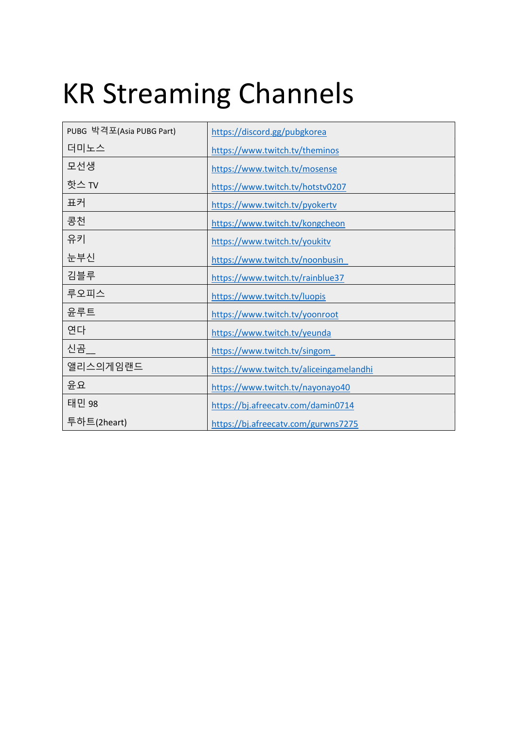# KR Streaming Channels

| | |
|---|---|
| PUBG 박격포(Asia PUBG Part) | https://discord.gg/pubgkorea |
| 더미노스 | https://www.twitch.tv/theminos |
| 모선생 | https://www.twitch.tv/mosense |
| 핫스 TV | https://www.twitch.tv/hotstv0207 |
| 표커 | https://www.twitch.tv/pyokertv |
| 콩천 | https://www.twitch.tv/kongcheon |
| 유키 | https://www.twitch.tv/youkitv |
| 눈부신 | https://www.twitch.tv/noonbusin_ |
| 김블루 | https://www.twitch.tv/rainblue37 |
| 루오피스 | https://www.twitch.tv/luopis |
| 윤루트 | https://www.twitch.tv/yoonroot |
| 연다 | https://www.twitch.tv/yeunda |
| 신곰__ | https://www.twitch.tv/singom_ |
| 앨리스의게임랜드 | https://www.twitch.tv/aliceingamelandhi |
| 윤요 | https://www.twitch.tv/nayonayo40 |
| 태민 98 | https://bj.afreecatv.com/damin0714 |
| 투하트(2heart) | https://bj.afreecatv.com/gurwns7275 |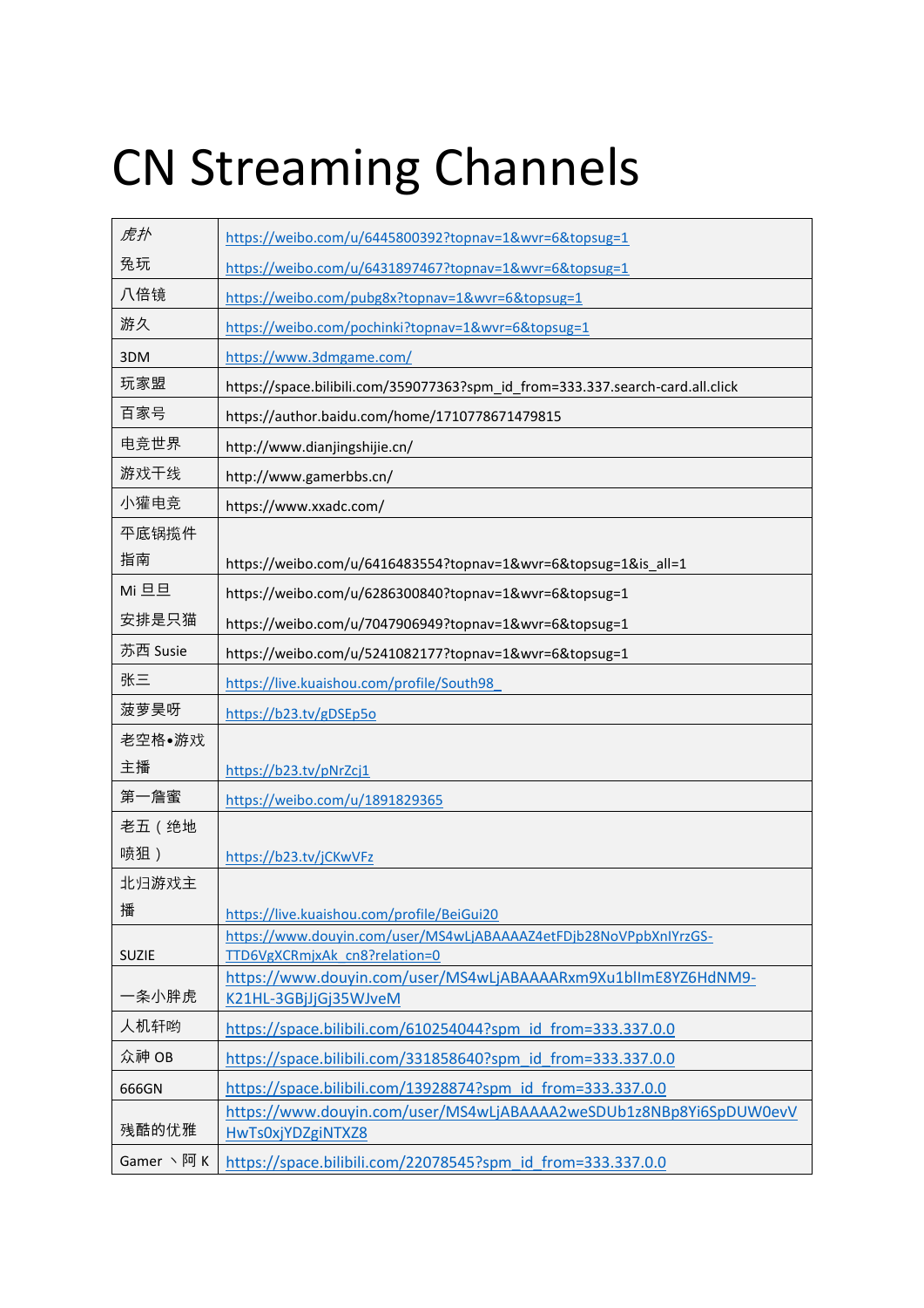# CN Streaming Channels

| | |
|---|---|
| *虎扑* | https://weibo.com/u/6445800392?topnav=1&wvr=6&topsug=1 |
| 兔玩 | https://weibo.com/u/6431897467?topnav=1&wvr=6&topsug=1 |
| 八倍镜 | https://weibo.com/pubg8x?topnav=1&wvr=6&topsug=1 |
| 游久 | https://weibo.com/pochinki?topnav=1&wvr=6&topsug=1 |
| 3DM | https://www.3dmgame.com/ |
| 玩家盟 | https://space.bilibili.com/359077363?spm_id_from=333.337.search-card.all.click |
| 百家号 | https://author.baidu.com/home/1710778671479815 |
| 电竞世界 | http://www.dianjingshijie.cn/ |
| 游戏干线 | http://www.gamerbbs.cn/ |
| 小獾电竞 | https://www.xxadc.com/ |
| 平底锅搅件指南 | https://weibo.com/u/6416483554?topnav=1&wvr=6&topsug=1&is_all=1 |
| Mi 旦旦 | https://weibo.com/u/6286300840?topnav=1&wvr=6&topsug=1 |
| 安排是只猫 | https://weibo.com/u/7047906949?topnav=1&wvr=6&topsug=1 |
| 苏西 Susie | https://weibo.com/u/5241082177?topnav=1&wvr=6&topsug=1 |
| 张三 | https://live.kuaishou.com/profile/South98_ |
| 菠萝昊呀 | https://b23.tv/gDSEp5o |
| 老空格•游戏主播 | https://b23.tv/pNrZcj1 |
| 第一詹蜜 | https://weibo.com/u/1891829365 |
| 老五（绝地喷狙） | https://b23.tv/jCKwVFz |
| 北归游戏主播 | https://live.kuaishou.com/profile/BeiGui20 |
| SUZIE | https://www.douyin.com/user/MS4wLjABAAAAZ4etFDjb28NoVPpbXnIYrzGS-TTD6VgXCRmjxAk_cn8?relation=0 |
| 一条小胖虎 | https://www.douyin.com/user/MS4wLjABAAAARxm9Xu1blImE8YZ6HdNM9-K21HL-3GBjJjGj35WJveM |
| 人机轩哟 | https://space.bilibili.com/610254044?spm_id_from=333.337.0.0 |
| 众神 OB | https://space.bilibili.com/331858640?spm_id_from=333.337.0.0 |
| 666GN | https://space.bilibili.com/13928874?spm_id_from=333.337.0.0 |
| 残酷的优雅 | https://www.douyin.com/user/MS4wLjABAAAA2weSDUb1z8NBp8Yi6SpDUW0evVHwTs0xjYDZgiNTXZ8 |
| Gamer 丶阿 K | https://space.bilibili.com/22078545?spm_id_from=333.337.0.0 |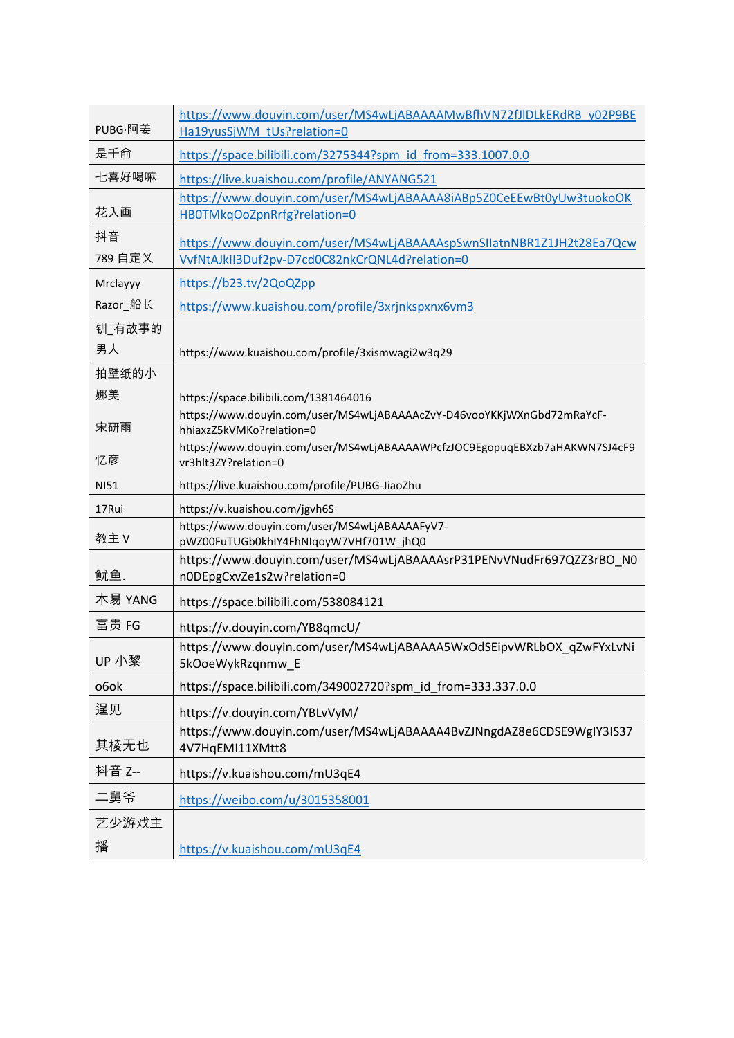| | |
|---|---|
| PUBG·阿姜 | https://www.douyin.com/user/MS4wLjABAAAAMwBfhVN72fJlDLkERdRB_y02P9BEHa19yusSjWM_tUs?relation=0 |
| 是千俞 | https://space.bilibili.com/3275344?spm_id_from=333.1007.0.0 |
| 七喜好喝嘛 | https://live.kuaishou.com/profile/ANYANG521 |
| 花入画 | https://www.douyin.com/user/MS4wLjABAAAA8iABp5Z0CeEEwBt0yUw3tuokoOKHB0TMkqOoZpnRrfg?relation=0 |
| 抖音 789 自定义 | https://www.douyin.com/user/MS4wLjABAAAAspSwnSIlatnNBR1Z1JH2t28Ea7QcwVvfNtAJkII3Duf2pv-D7cd0C82nkCrQNL4d?relation=0 |
| Mrclayyy<br>Razor_船长 | https://b23.tv/2QoQZpp<br>https://www.kuaishou.com/profile/3xrjnkspxnx6vm3 |
| 钏_有故事的男人 | https://www.kuaishou.com/profile/3xismwagi2w3q29 |
| 拍壁纸的小娜美<br>宋研雨<br>忆彦<br>NI51 | https://space.bilibili.com/1381464016<br>https://www.douyin.com/user/MS4wLjABAAAAcZvY-D46vooYKKjWXnGbd72mRaYcF-hhiaxzZ5kVMKo?relation=0<br>https://www.douyin.com/user/MS4wLjABAAAAWPcfzJOC9EgopuqEBXzb7aHAKWN7SJ4cF9vr3hlt3ZY?relation=0<br>https://live.kuaishou.com/profile/PUBG-JiaoZhu |
| 17Rui | https://v.kuaishou.com/jgvh6S |
| 教主 V | https://www.douyin.com/user/MS4wLjABAAAAFyV7-pWZ00FuTUGb0khIY4FhNIqoyW7VHf701W_jhQ0 |
| 鱿鱼. | https://www.douyin.com/user/MS4wLjABAAAAsrP31PENvVNudFr697QZZ3rBO_N0n0DEpgCxvZe1s2w?relation=0 |
| 木易 YANG | https://space.bilibili.com/538084121 |
| 富贵 FG | https://v.douyin.com/YB8qmcU/ |
| UP 小黎 | https://www.douyin.com/user/MS4wLjABAAAA5WxOdSEipvWRLbOX_qZwFYxLvNi5kOoeWykRzqnmw_E |
| o6ok | https://space.bilibili.com/349002720?spm_id_from=333.337.0.0 |
| 逞见 | https://v.douyin.com/YBLvVyM/ |
| 其棱无也 | https://www.douyin.com/user/MS4wLjABAAAA4BvZJNngdAZ8e6CDSE9WgIY3IS374V7HqEMI11XMtt8 |
| 抖音 Z-- | https://v.kuaishou.com/mU3qE4 |
| 二舅爷 | https://weibo.com/u/3015358001 |
| 艺少游戏主播 | https://v.kuaishou.com/mU3qE4 |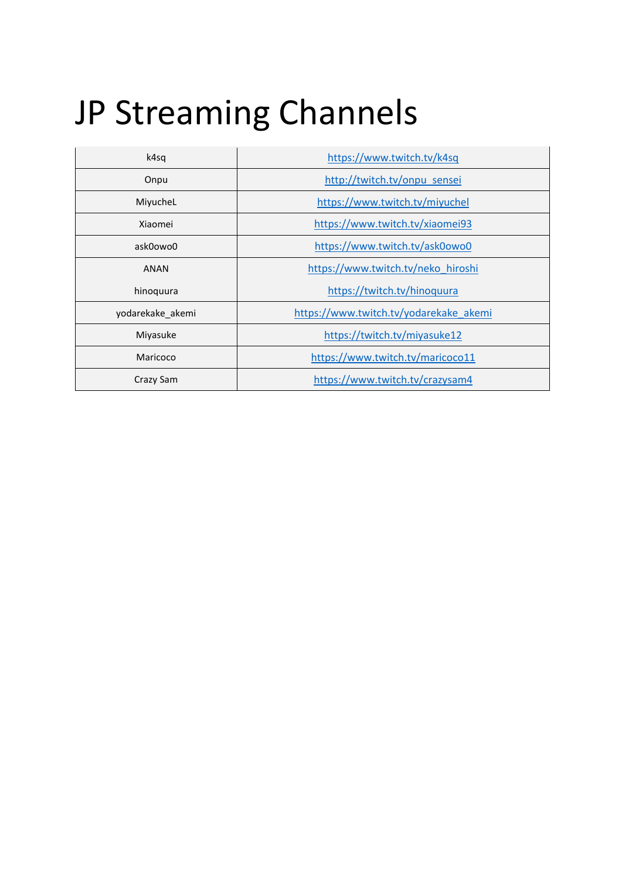# JP Streaming Channels

| | |
|---|---|
| k4sq | https://www.twitch.tv/k4sq |
| Onpu | http://twitch.tv/onpu_sensei |
| MiyucheL | https://www.twitch.tv/miyuchel |
| Xiaomei | https://www.twitch.tv/xiaomei93 |
| ask0owo0 | https://www.twitch.tv/ask0owo0 |
| ANAN<br>hinoquura | https://www.twitch.tv/neko_hiroshi<br>https://twitch.tv/hinoquura |
| yodarekake_akemi | https://www.twitch.tv/yodarekake_akemi |
| Miyasuke | https://twitch.tv/miyasuke12 |
| Maricoco | https://www.twitch.tv/maricoco11 |
| Crazy Sam | https://www.twitch.tv/crazysam4 |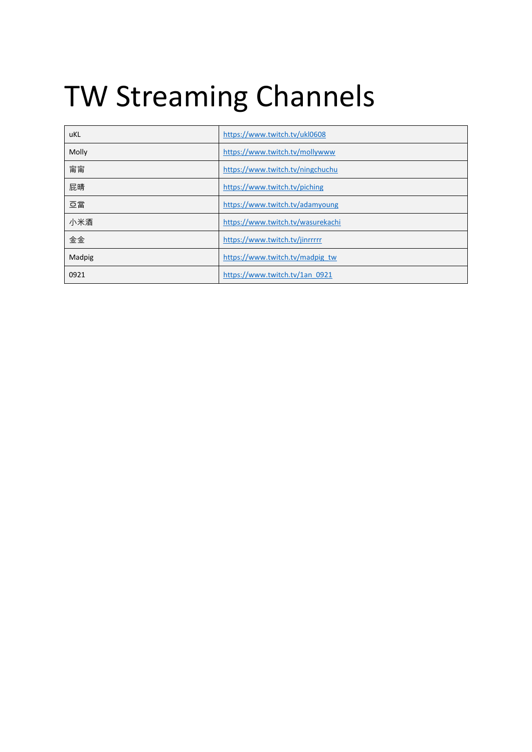# TW Streaming Channels

| | |
|---|---|
| uKL | https://www.twitch.tv/ukl0608 |
| Molly | https://www.twitch.tv/mollywww |
| 甯甯 | https://www.twitch.tv/ningchuchu |
| 屁晴 | https://www.twitch.tv/piching |
| 亞當 | https://www.twitch.tv/adamyoung |
| 小米酒 | https://www.twitch.tv/wasurekachi |
| 金金 | https://www.twitch.tv/jinrrrrr |
| Madpig | https://www.twitch.tv/madpig_tw |
| 0921 | https://www.twitch.tv/1an_0921 |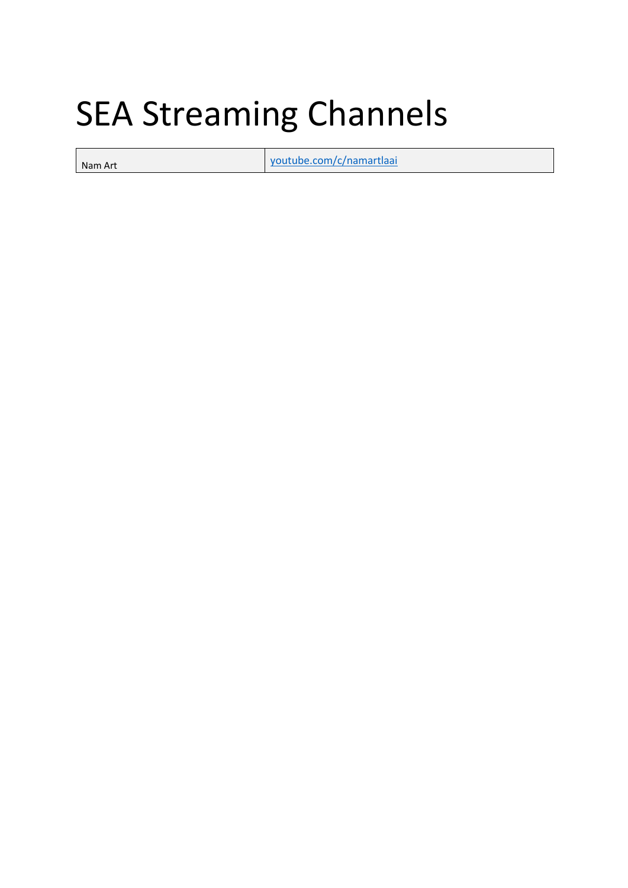# SEA Streaming Channels

| Nam Art | youtube.com/c/namartlaai |
|---|---|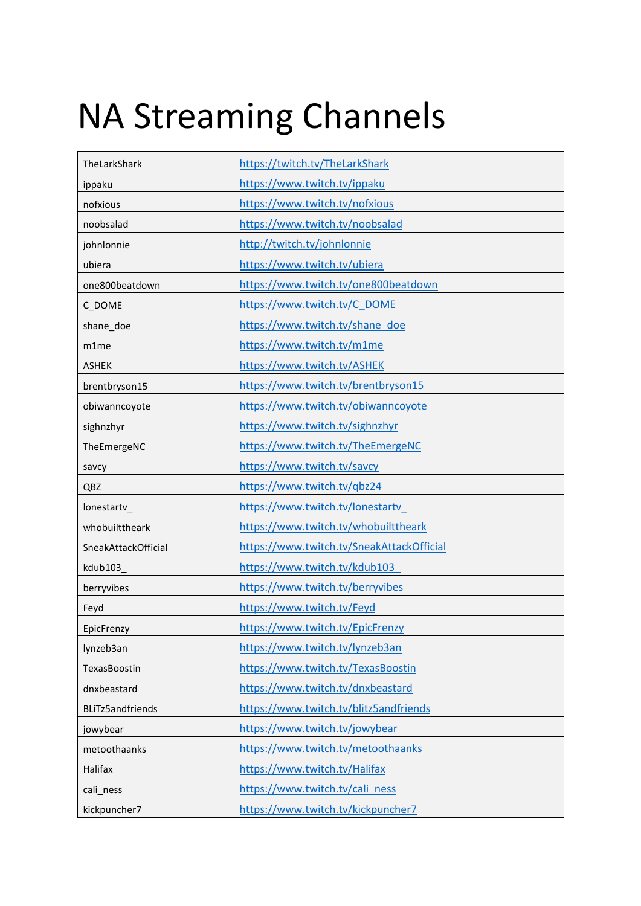# NA Streaming Channels

| | |
|---|---|
| TheLarkShark | https://twitch.tv/TheLarkShark |
| ippaku | https://www.twitch.tv/ippaku |
| nofxious | https://www.twitch.tv/nofxious |
| noobsalad | https://www.twitch.tv/noobsalad |
| johnlonnie | http://twitch.tv/johnlonnie |
| ubiera | https://www.twitch.tv/ubiera |
| one800beatdown | https://www.twitch.tv/one800beatdown |
| C_DOME | https://www.twitch.tv/C_DOME |
| shane_doe | https://www.twitch.tv/shane_doe |
| m1me | https://www.twitch.tv/m1me |
| ASHEK | https://www.twitch.tv/ASHEK |
| brentbryson15 | https://www.twitch.tv/brentbryson15 |
| obiwanncoyote | https://www.twitch.tv/obiwanncoyote |
| sighnzhyr | https://www.twitch.tv/sighnzhyr |
| TheEmergeNC | https://www.twitch.tv/TheEmergeNC |
| savcy | https://www.twitch.tv/savcy |
| QBZ | https://www.twitch.tv/qbz24 |
| lonestartv_ | https://www.twitch.tv/lonestartv_ |
| whobuilttheark | https://www.twitch.tv/whobuilttheark |
| SneakAttackOfficial | https://www.twitch.tv/SneakAttackOfficial |
| kdub103_ | https://www.twitch.tv/kdub103_ |
| berryvibes | https://www.twitch.tv/berryvibes |
| Feyd | https://www.twitch.tv/Feyd |
| EpicFrenzy | https://www.twitch.tv/EpicFrenzy |
| lynzeb3an | https://www.twitch.tv/lynzeb3an |
| TexasBoostin | https://www.twitch.tv/TexasBoostin |
| dnxbeastard | https://www.twitch.tv/dnxbeastard |
| BLiTz5andfriends | https://www.twitch.tv/blitz5andfriends |
| jowybear | https://www.twitch.tv/jowybear |
| metoothaanks | https://www.twitch.tv/metoothaanks |
| Halifax | https://www.twitch.tv/Halifax |
| cali_ness | https://www.twitch.tv/cali_ness |
| kickpuncher7 | https://www.twitch.tv/kickpuncher7 |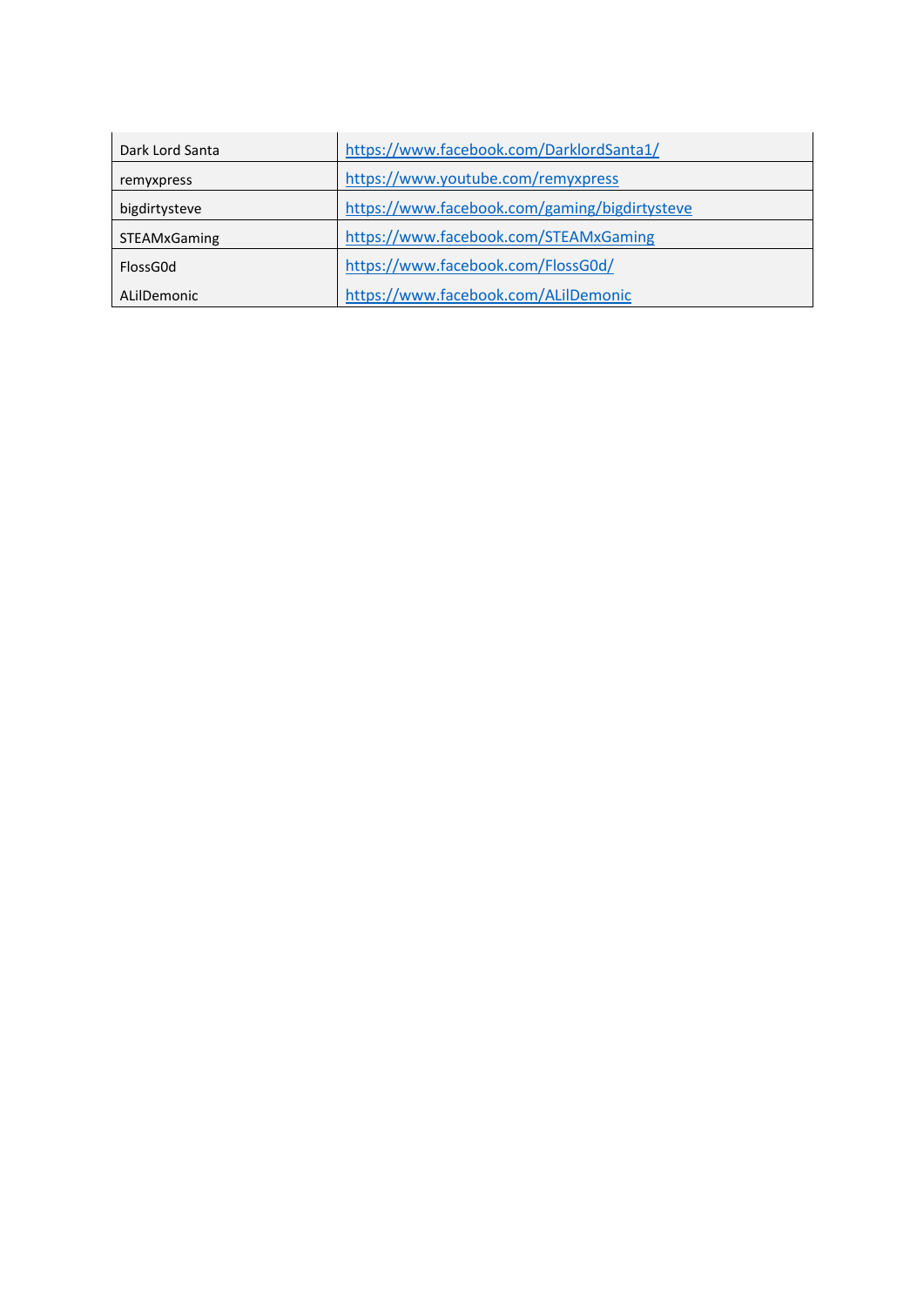| | |
|---|---|
| Dark Lord Santa | https://www.facebook.com/DarklordSanta1/ |
| remyxpress | https://www.youtube.com/remyxpress |
| bigdirtysteve | https://www.facebook.com/gaming/bigdirtysteve |
| STEAMxGaming | https://www.facebook.com/STEAMxGaming |
| FlossG0d | https://www.facebook.com/FlossG0d/ |
| ALilDemonic | https://www.facebook.com/ALilDemonic |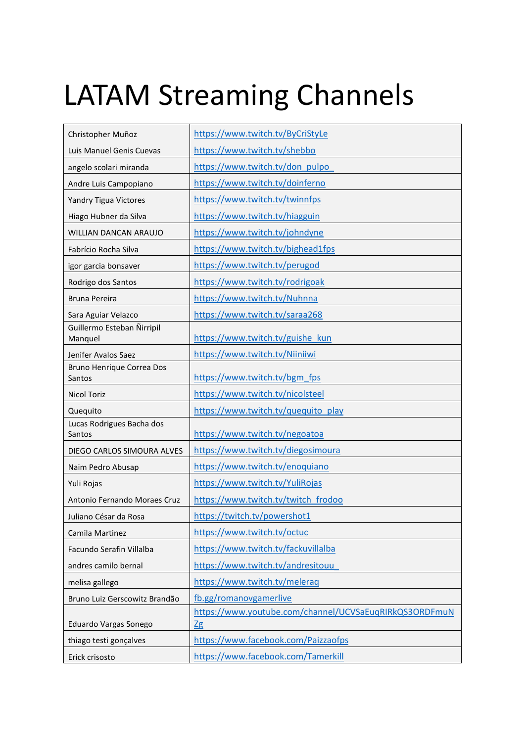# LATAM Streaming Channels

| | |
|---|---|
| Christopher Muñoz | https://www.twitch.tv/ByCriStyLe |
| Luis Manuel Genis Cuevas | https://www.twitch.tv/shebbo |
| angelo scolari miranda | https://www.twitch.tv/don_pulpo_ |
| Andre Luis Campopiano | https://www.twitch.tv/doinferno |
| Yandry Tigua Victores | https://www.twitch.tv/twinnfps |
| Hiago Hubner da Silva | https://www.twitch.tv/hiagguin |
| WILLIAN DANCAN ARAUJO | https://www.twitch.tv/johndyne |
| Fabrício Rocha Silva | https://www.twitch.tv/bighead1fps |
| igor garcia bonsaver | https://www.twitch.tv/perugod |
| Rodrigo dos Santos | https://www.twitch.tv/rodrigoak |
| Bruna Pereira | https://www.twitch.tv/Nuhnna |
| Sara Aguiar Velazco | https://www.twitch.tv/saraa268 |
| Guillermo Esteban Ñirripil Manquel | https://www.twitch.tv/guishe_kun |
| Jenifer Avalos Saez | https://www.twitch.tv/Niiniiwi |
| Bruno Henrique Correa Dos Santos | https://www.twitch.tv/bgm_fps |
| Nicol Toriz | https://www.twitch.tv/nicolsteel |
| Quequito | https://www.twitch.tv/quequito_play |
| Lucas Rodrigues Bacha dos Santos | https://www.twitch.tv/negoatoa |
| DIEGO CARLOS SIMOURA ALVES | https://www.twitch.tv/diegosimoura |
| Naim Pedro Abusap | https://www.twitch.tv/enoquiano |
| Yuli Rojas | https://www.twitch.tv/YuliRojas |
| Antonio Fernando Moraes Cruz | https://www.twitch.tv/twitch_frodoo |
| Juliano César da Rosa | https://twitch.tv/powershot1 |
| Camila Martinez | https://www.twitch.tv/octuc |
| Facundo Serafin Villalba | https://www.twitch.tv/fackuvillalba |
| andres camilo bernal | https://www.twitch.tv/andresitouu_ |
| melisa gallego | https://www.twitch.tv/meleraq |
| Bruno Luiz Gerscowitz Brandão | fb.gg/romanovgamerlive |
| Eduardo Vargas Sonego | https://www.youtube.com/channel/UCVSaEuqRIRkQS3ORDFmuNZg |
| thiago testi gonçalves | https://www.facebook.com/Paizzaofps |
| Erick crisosto | https://www.facebook.com/Tamerkill |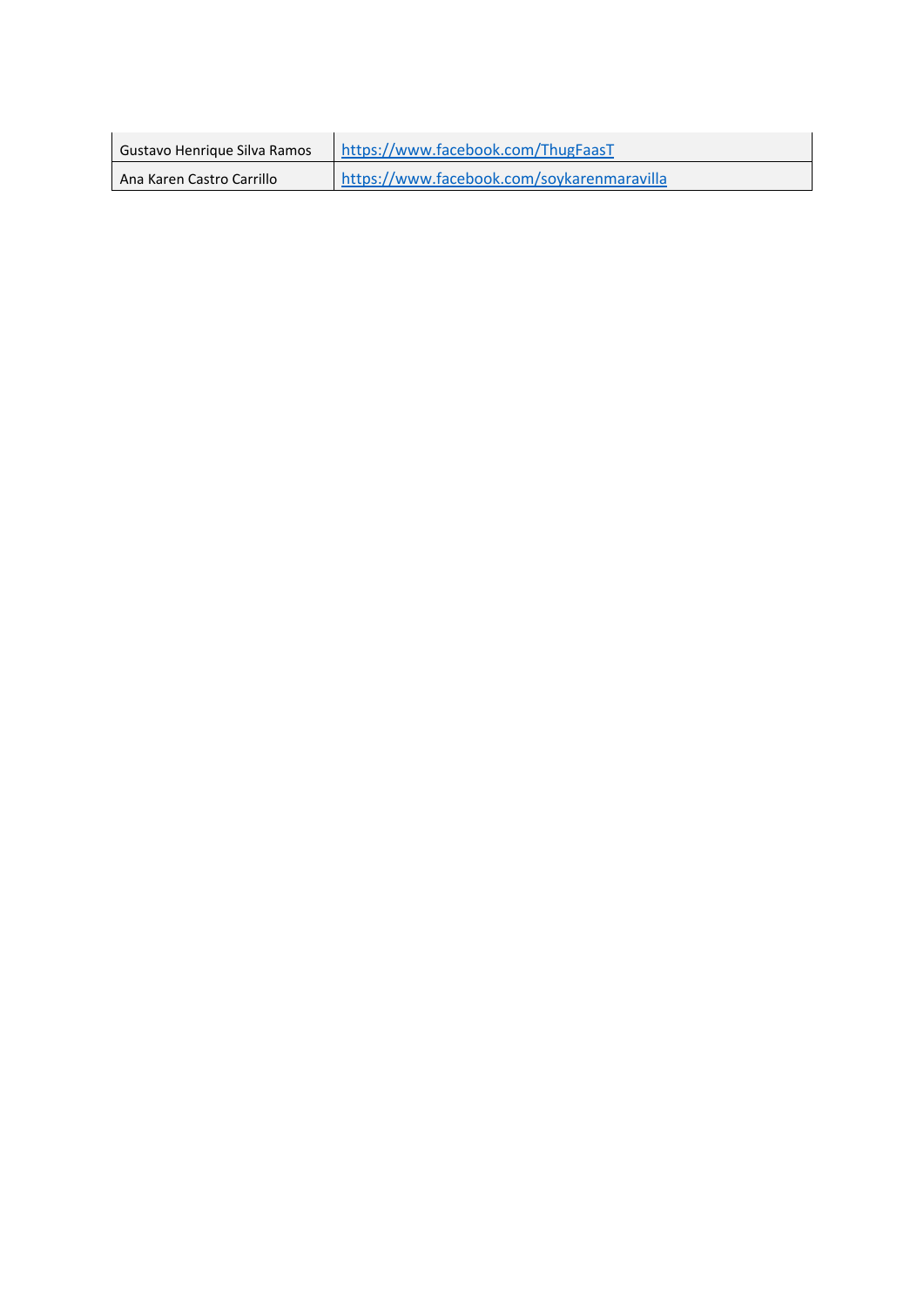| | |
|---|---|
| Gustavo Henrique Silva Ramos | https://www.facebook.com/ThugFaasT |
| Ana Karen Castro Carrillo | https://www.facebook.com/soykarenmaravilla |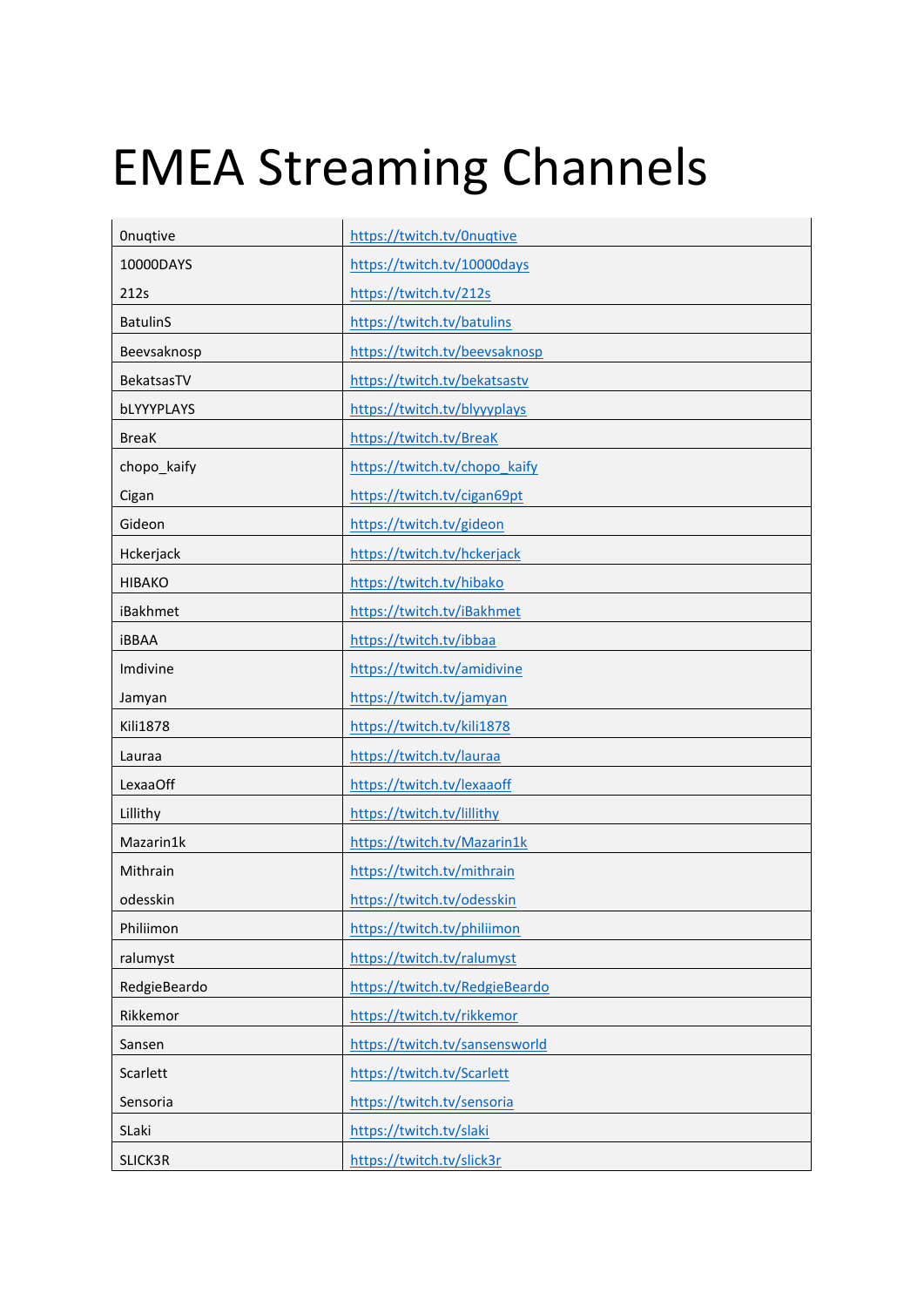# EMEA Streaming Channels

| | |
|---|---|
| 0nuqtive | https://twitch.tv/0nuqtive |
| 10000DAYS | https://twitch.tv/10000days |
| 212s | https://twitch.tv/212s |
| BatulinS | https://twitch.tv/batulins |
| Beevsaknosp | https://twitch.tv/beevsaknosp |
| BekatsasTV | https://twitch.tv/bekatsastv |
| bLYYYPLAYS | https://twitch.tv/blyyyplays |
| BreaK | https://twitch.tv/BreaK |
| chopo_kaify | https://twitch.tv/chopo_kaify |
| Cigan | https://twitch.tv/cigan69pt |
| Gideon | https://twitch.tv/gideon |
| Hckerjack | https://twitch.tv/hckerjack |
| HIBAKO | https://twitch.tv/hibako |
| iBakhmet | https://twitch.tv/iBakhmet |
| iBBAA | https://twitch.tv/ibbaa |
| Imdivine | https://twitch.tv/amidivine |
| Jamyan | https://twitch.tv/jamyan |
| Kili1878 | https://twitch.tv/kili1878 |
| Lauraa | https://twitch.tv/lauraa |
| LexaaOff | https://twitch.tv/lexaaoff |
| Lillithy | https://twitch.tv/lillithy |
| Mazarin1k | https://twitch.tv/Mazarin1k |
| Mithrain | https://twitch.tv/mithrain |
| odesskin | https://twitch.tv/odesskin |
| Philiimon | https://twitch.tv/philiimon |
| ralumyst | https://twitch.tv/ralumyst |
| RedgieBeardo | https://twitch.tv/RedgieBeardo |
| Rikkemor | https://twitch.tv/rikkemor |
| Sansen | https://twitch.tv/sansensworld |
| Scarlett | https://twitch.tv/Scarlett |
| Sensoria | https://twitch.tv/sensoria |
| SLaki | https://twitch.tv/slaki |
| SLICK3R | https://twitch.tv/slick3r |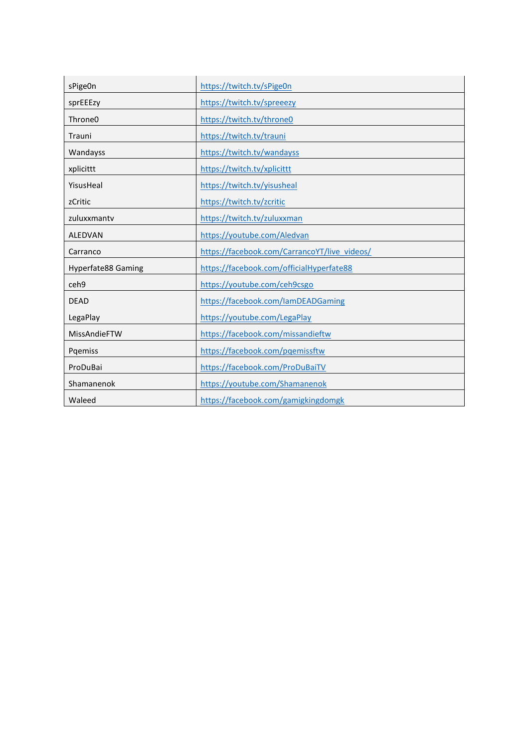| | |
|---|---|
| sPige0n | https://twitch.tv/sPige0n |
| sprEEEzy | https://twitch.tv/spreeezy |
| Throne0 | https://twitch.tv/throne0 |
| Trauni | https://twitch.tv/trauni |
| Wandayss | https://twitch.tv/wandayss |
| xplicittt | https://twitch.tv/xplicittt |
| YisusHeal | https://twitch.tv/yisusheal |
| zCritic | https://twitch.tv/zcritic |
| zuluxxmantv | https://twitch.tv/zuluxxman |
| ALEDVAN | https://youtube.com/Aledvan |
| Carranco | https://facebook.com/CarrancoYT/live_videos/ |
| Hyperfate88 Gaming | https://facebook.com/officialHyperfate88 |
| ceh9 | https://youtube.com/ceh9csgo |
| DEAD | https://facebook.com/IamDEADGaming |
| LegaPlay | https://youtube.com/LegaPlay |
| MissAndieFTW | https://facebook.com/missandieftw |
| Pqemiss | https://facebook.com/pqemissftw |
| ProDuBai | https://facebook.com/ProDuBaiTV |
| Shamanenok | https://youtube.com/Shamanenok |
| Waleed | https://facebook.com/gamigkingdomgk |